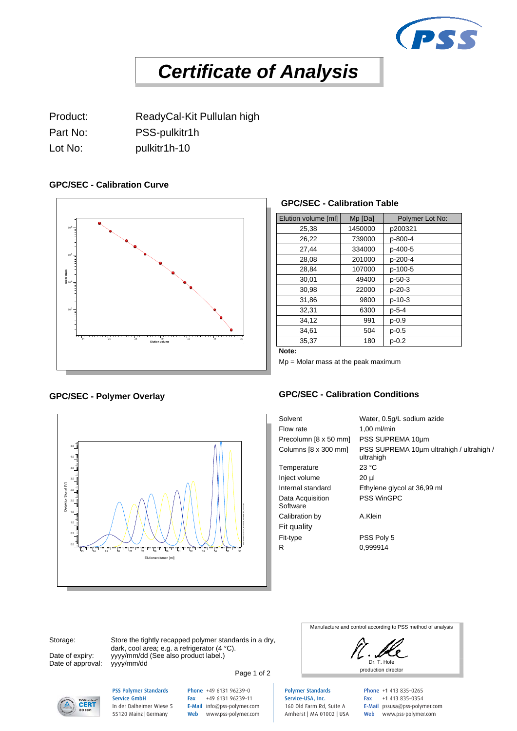# Certificate of Analysis

Product: ReadyCal-Kit Pullulan high
Part No: PSS-pulkitr1h
Lot No: pulkitr1h-10

### GPC/SEC - Calibration Curve

### GPC/SEC - Calibration Table

| Elution volume [ml] | Mp [Da] | Polymer Lot No: |
|---|---|---|
| 25,38 | 1450000 | p200321 |
| 26,22 | 739000 | p-800-4 |
| 27,44 | 334000 | p-400-5 |
| 28,08 | 201000 | p-200-4 |
| 28,84 | 107000 | p-100-5 |
| 30,01 | 49400 | p-50-3 |
| 30,98 | 22000 | p-20-3 |
| 31,86 | 9800 | p-10-3 |
| 32,31 | 6300 | p-5-4 |
| 34,12 | 991 | p-0.9 |
| 34,61 | 504 | p-0.5 |
| 35,37 | 180 | p-0.2 |

**Note:**

Mp = Molar mass at the peak maximum

### GPC/SEC - Polymer Overlay

### GPC/SEC - Calibration Conditions

| | |
|---|---|
| Solvent | Water, 0.5g/L sodium azide |
| Flow rate | 1,00 ml/min |
| Precolumn [8 x 50 mm] | PSS SUPREMA 10µm |
| Columns [8 x 300 mm] | PSS SUPREMA 10µm ultrahigh / ultrahigh / ultrahigh |
| Temperature | 23 °C |
| Inject volume | 20 µl |
| Internal standard | Ethylene glycol at 36,99 ml |
| Data Acquisition Software | PSS WinGPC |
| Calibration by | A.Klein |
| Fit quality | |
| Fit-type | PSS Poly 5 |
| R | 0,999914 |

Storage: Store the tightly recapped polymer standards in a dry, dark, cool area; e.g. a refrigerator (4 °C).
Date of expiry: yyyy/mm/dd (See also product label.)
Date of approval: yyyy/mm/dd

Manufacture and control according to PSS method of analysis

Dr. T. Hofe
production director

**PSS Polymer Standards Service GmbH**
In der Dalheimer Wiese 5
55120 Mainz | Germany
Phone +49 6131 96239-0
Fax +49 6131 96239-11
E-Mail info@pss-polymer.com
Web www.pss-polymer.com

**Polymer Standards Service-USA, Inc.**
160 Old Farm Rd, Suite A
Amherst | MA 01002 | USA
Phone +1 413 835-0265
Fax +1 413 835-0354
E-Mail pssusa@pss-polymer.com
Web www.pss-polymer.com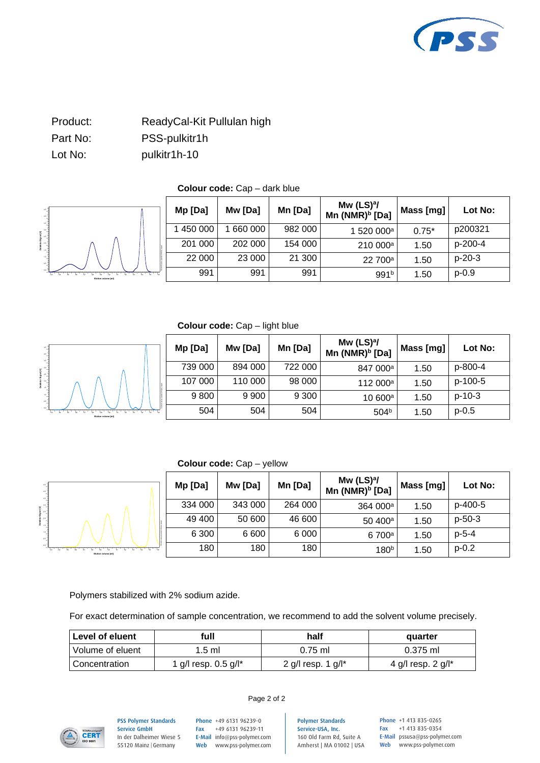Product: ReadyCal-Kit Pullulan high

Part No: PSS-pulkitr1h

Lot No: pulkitr1h-10

**Colour code:** Cap – dark blue

| Mp [Da] | Mw [Da] | Mn [Da] | Mw (LS)[a]/ Mn (NMR)[b] [Da] | Mass [mg] | Lot No: |
|---|---|---|---|---|---|
| 1 450 000 | 1 660 000 | 982 000 | 1 520 000[a] | 0.75* | p200321 |
| 201 000 | 202 000 | 154 000 | 210 000[a] | 1.50 | p-200-4 |
| 22 000 | 23 000 | 21 300 | 22 700[a] | 1.50 | p-20-3 |
| 991 | 991 | 991 | 991[b] | 1.50 | p-0.9 |

**Colour code:** Cap – light blue

| Mp [Da] | Mw [Da] | Mn [Da] | Mw (LS)[a]/ Mn (NMR)[b] [Da] | Mass [mg] | Lot No: |
|---|---|---|---|---|---|
| 739 000 | 894 000 | 722 000 | 847 000[a] | 1.50 | p-800-4 |
| 107 000 | 110 000 | 98 000 | 112 000[a] | 1.50 | p-100-5 |
| 9 800 | 9 900 | 9 300 | 10 600[a] | 1.50 | p-10-3 |
| 504 | 504 | 504 | 504[b] | 1.50 | p-0.5 |

**Colour code:** Cap – yellow

| Mp [Da] | Mw [Da] | Mn [Da] | Mw (LS)[a]/ Mn (NMR)[b] [Da] | Mass [mg] | Lot No: |
|---|---|---|---|---|---|
| 334 000 | 343 000 | 264 000 | 364 000[a] | 1.50 | p-400-5 |
| 49 400 | 50 600 | 46 600 | 50 400[a] | 1.50 | p-50-3 |
| 6 300 | 6 600 | 6 000 | 6 700[a] | 1.50 | p-5-4 |
| 180 | 180 | 180 | 180[b] | 1.50 | p-0.2 |

Polymers stabilized with 2% sodium azide.

For exact determination of sample concentration, we recommend to add the solvent volume precisely.

| Level of eluent | full | half | quarter |
|---|---|---|---|
| Volume of eluent | 1.5 ml | 0.75 ml | 0.375 ml |
| Concentration | 1 g/l resp. 0.5 g/l* | 2 g/l resp. 1 g/l* | 4 g/l resp. 2 g/l* |

PSS Polymer Standards Service GmbH
In der Dalheimer Wiese 5
55120 Mainz | Germany
Phone +49 6131 96239-0
Fax +49 6131 96239-11
E-Mail info@pss-polymer.com
Web www.pss-polymer.com

Polymer Standards Service-USA, Inc.
160 Old Farm Rd, Suite A
Amherst | MA 01002 | USA
Phone +1 413 835-0265
Fax +1 413 835-0354
E-Mail pssusa@pss-polymer.com
Web www.pss-polymer.com